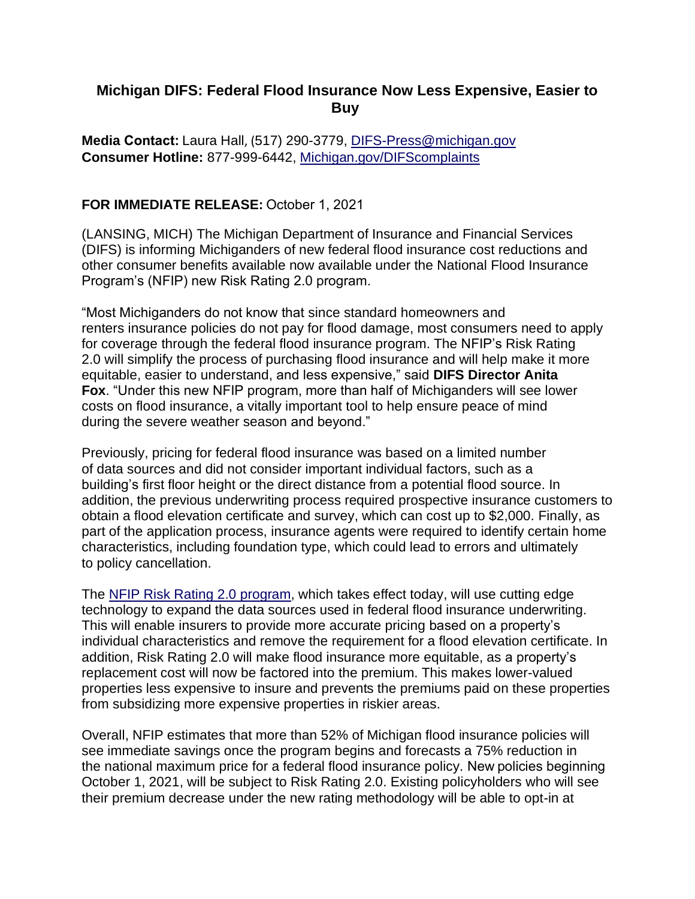# Michigan DIFS: Federal Flood Insurance Now Less Expensive, Easier to Buy

**Media Contact:** Laura Hall, (517) 290-3779, [DIFS-Press@michigan.gov](mailto:DIFS-Press@michigan.gov)
**Consumer Hotline:** 877-999-6442, [Michigan.gov/DIFScomplaints](Michigan.gov/DIFScomplaints)

**FOR IMMEDIATE RELEASE:** October 1, 2021

(LANSING, MICH) The Michigan Department of Insurance and Financial Services (DIFS) is informing Michiganders of new federal flood insurance cost reductions and other consumer benefits available now available under the National Flood Insurance Program's (NFIP) new Risk Rating 2.0 program.

"Most Michiganders do not know that since standard homeowners and renters insurance policies do not pay for flood damage, most consumers need to apply for coverage through the federal flood insurance program. The NFIP's Risk Rating 2.0 will simplify the process of purchasing flood insurance and will help make it more equitable, easier to understand, and less expensive," said **DIFS Director Anita Fox**. "Under this new NFIP program, more than half of Michiganders will see lower costs on flood insurance, a vitally important tool to help ensure peace of mind during the severe weather season and beyond."

Previously, pricing for federal flood insurance was based on a limited number of data sources and did not consider important individual factors, such as a building's first floor height or the direct distance from a potential flood source. In addition, the previous underwriting process required prospective insurance customers to obtain a flood elevation certificate and survey, which can cost up to $2,000. Finally, as part of the application process, insurance agents were required to identify certain home characteristics, including foundation type, which could lead to errors and ultimately to policy cancellation.

The [NFIP Risk Rating 2.0 program](), which takes effect today, will use cutting edge technology to expand the data sources used in federal flood insurance underwriting. This will enable insurers to provide more accurate pricing based on a property's individual characteristics and remove the requirement for a flood elevation certificate. In addition, Risk Rating 2.0 will make flood insurance more equitable, as a property's replacement cost will now be factored into the premium. This makes lower-valued properties less expensive to insure and prevents the premiums paid on these properties from subsidizing more expensive properties in riskier areas.

Overall, NFIP estimates that more than 52% of Michigan flood insurance policies will see immediate savings once the program begins and forecasts a 75% reduction in the national maximum price for a federal flood insurance policy. New policies beginning October 1, 2021, will be subject to Risk Rating 2.0. Existing policyholders who will see their premium decrease under the new rating methodology will be able to opt-in at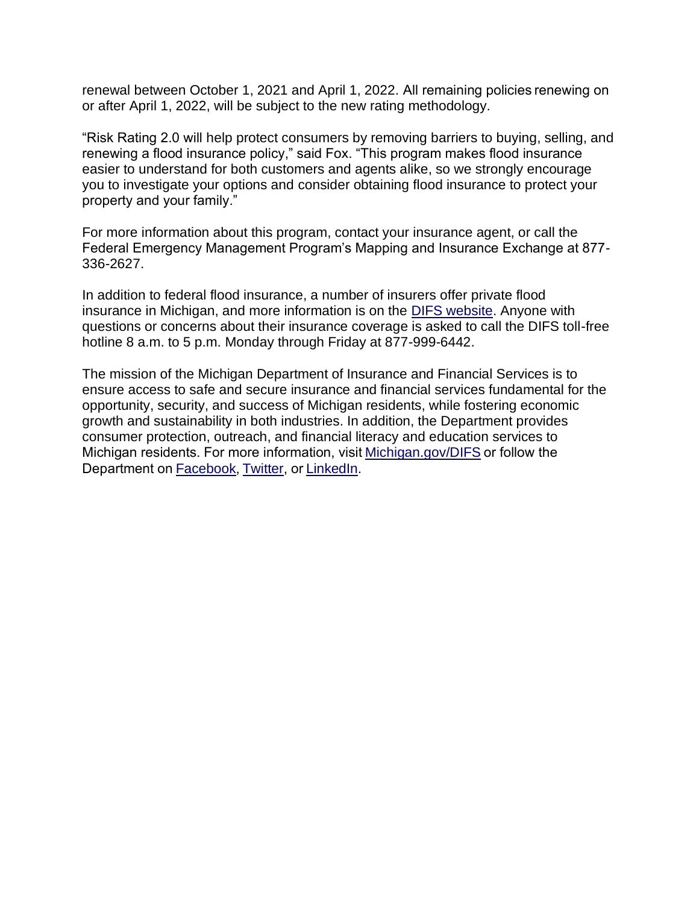renewal between October 1, 2021 and April 1, 2022. All remaining policies renewing on or after April 1, 2022, will be subject to the new rating methodology.

"Risk Rating 2.0 will help protect consumers by removing barriers to buying, selling, and renewing a flood insurance policy," said Fox. "This program makes flood insurance easier to understand for both customers and agents alike, so we strongly encourage you to investigate your options and consider obtaining flood insurance to protect your property and your family."

For more information about this program, contact your insurance agent, or call the Federal Emergency Management Program's Mapping and Insurance Exchange at 877-336-2627.

In addition to federal flood insurance, a number of insurers offer private flood insurance in Michigan, and more information is on the DIFS website. Anyone with questions or concerns about their insurance coverage is asked to call the DIFS toll-free hotline 8 a.m. to 5 p.m. Monday through Friday at 877-999-6442.

The mission of the Michigan Department of Insurance and Financial Services is to ensure access to safe and secure insurance and financial services fundamental for the opportunity, security, and success of Michigan residents, while fostering economic growth and sustainability in both industries. In addition, the Department provides consumer protection, outreach, and financial literacy and education services to Michigan residents. For more information, visit Michigan.gov/DIFS or follow the Department on Facebook, Twitter, or LinkedIn.